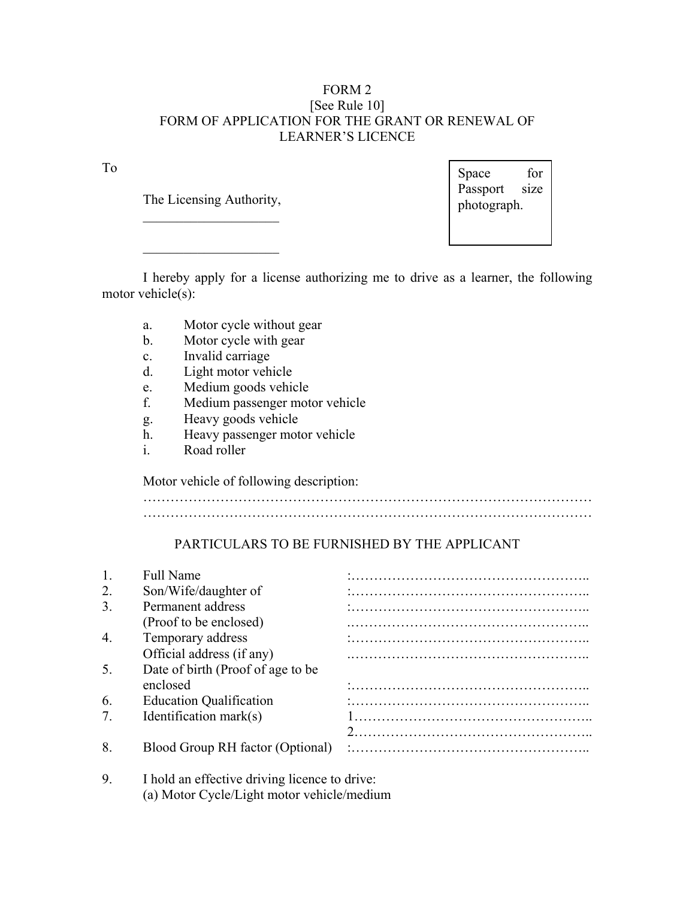FORM 2
[See Rule 10]
FORM OF APPLICATION FOR THE GRANT OR RENEWAL OF LEARNER'S LICENCE

To

The Licensing Authority,
\_\_\_\_\_\_\_\_\_\_\_\_\_\_\_\_\_\_\_\_
\_\_\_\_\_\_\_\_\_\_\_\_\_\_\_\_\_\_\_\_

Space for Passport size photograph.

I hereby apply for a license authorizing me to drive as a learner, the following motor vehicle(s):

a. Motor cycle without gear
b. Motor cycle with gear
c. Invalid carriage
d. Light motor vehicle
e. Medium goods vehicle
f. Medium passenger motor vehicle
g. Heavy goods vehicle
h. Heavy passenger motor vehicle
i. Road roller

Motor vehicle of following description:
…………………………………………………………………………………
…………………………………………………………………………………

PARTICULARS TO BE FURNISHED BY THE APPLICANT

| | | |
|---|---|---|
| 1. | Full Name | :…………………………………………….. |
| 2. | Son/Wife/daughter of | :…………………………………………….. |
| 3. | Permanent address (Proof to be enclosed) | :…………………………………………….. …………………………………………….. |
| 4. | Temporary address Official address (if any) | :…………………………………………….. …………………………………………….. |
| 5. | Date of birth (Proof of age to be enclosed | :…………………………………………….. |
| 6. | Education Qualification | :…………………………………………….. |
| 7. | Identification mark(s) | 1…………………………………………….. 2…………………………………………….. |
| 8. | Blood Group RH factor (Optional) | :…………………………………………….. |

9. I hold an effective driving licence to drive:
(a) Motor Cycle/Light motor vehicle/medium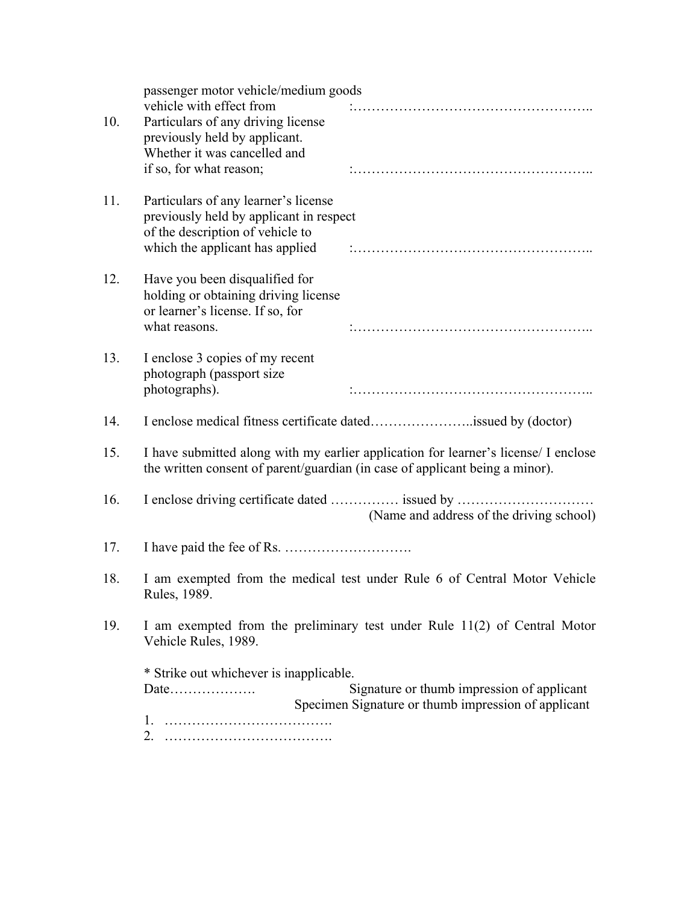passenger motor vehicle/medium goods vehicle with effect from :……………………………………………..

10. Particulars of any driving license previously held by applicant. Whether it was cancelled and if so, for what reason; :……………………………………………..

11. Particulars of any learner's license previously held by applicant in respect of the description of vehicle to which the applicant has applied :……………………………………………..

12. Have you been disqualified for holding or obtaining driving license or learner's license. If so, for what reasons. :……………………………………………..

13. I enclose 3 copies of my recent photograph (passport size photographs). :……………………………………………..

14. I enclose medical fitness certificate dated…………………..issued by (doctor)

15. I have submitted along with my earlier application for learner's license/ I enclose the written consent of parent/guardian (in case of applicant being a minor).

16. I enclose driving certificate dated …………… issued by …………………………
(Name and address of the driving school)

17. I have paid the fee of Rs. ……………………….

18. I am exempted from the medical test under Rule 6 of Central Motor Vehicle Rules, 1989.

19. I am exempted from the preliminary test under Rule 11(2) of Central Motor Vehicle Rules, 1989.

* Strike out whichever is inapplicable.

Date………………. Signature or thumb impression of applicant

Specimen Signature or thumb impression of applicant

1. ……………………………….
2. ……………………………….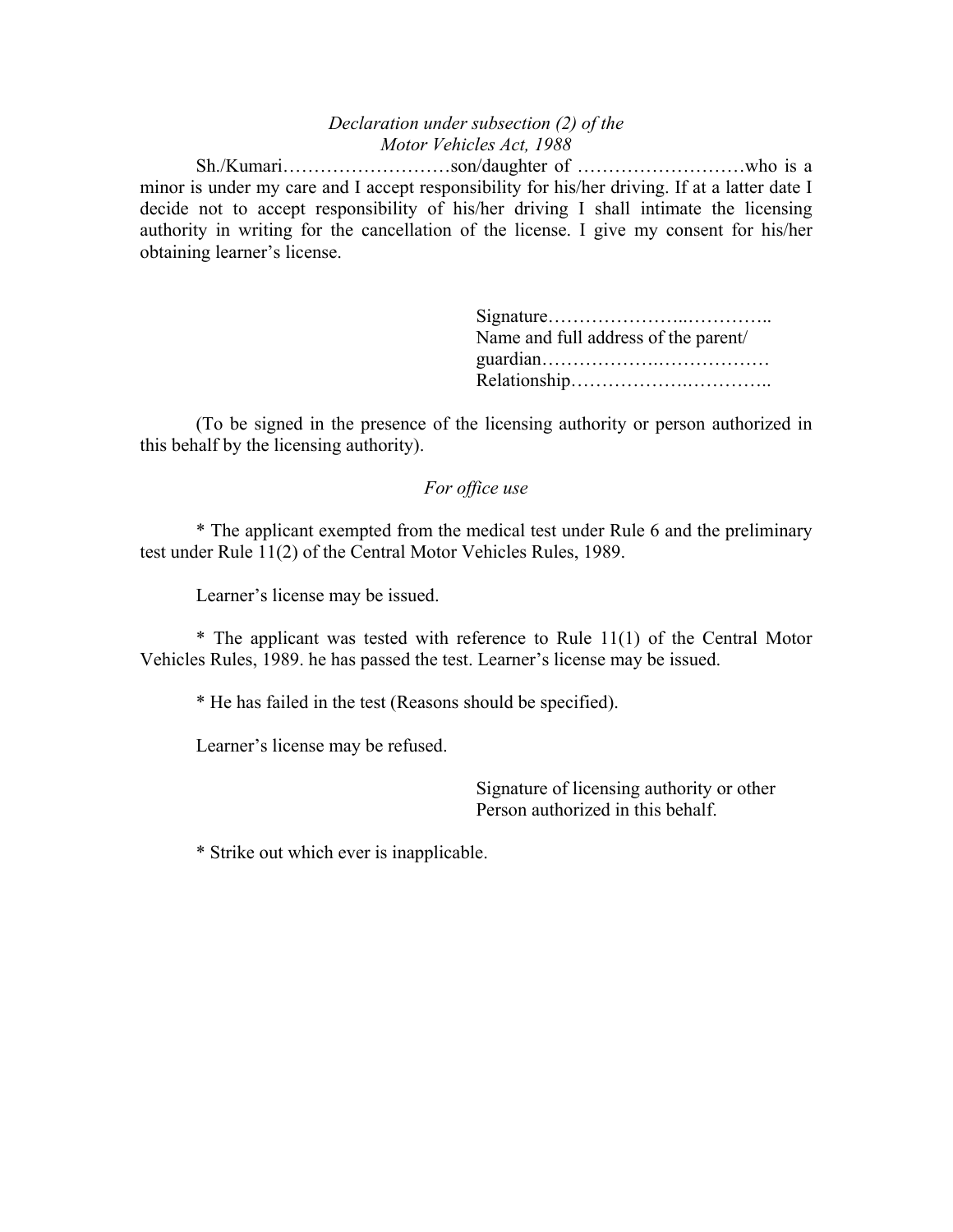*Declaration under subsection (2) of the Motor Vehicles Act, 1988*

Sh./Kumari………………………son/daughter of ………………………who is a minor is under my care and I accept responsibility for his/her driving. If at a latter date I decide not to accept responsibility of his/her driving I shall intimate the licensing authority in writing for the cancellation of the license. I give my consent for his/her obtaining learner's license.

Signature…………………..…………..
Name and full address of the parent/ guardian………………..………………
Relationship……………….…………..

(To be signed in the presence of the licensing authority or person authorized in this behalf by the licensing authority).

*For office use*

* The applicant exempted from the medical test under Rule 6 and the preliminary test under Rule 11(2) of the Central Motor Vehicles Rules, 1989.

Learner's license may be issued.

* The applicant was tested with reference to Rule 11(1) of the Central Motor Vehicles Rules, 1989. he has passed the test. Learner's license may be issued.

* He has failed in the test (Reasons should be specified).

Learner's license may be refused.

Signature of licensing authority or other Person authorized in this behalf.

* Strike out which ever is inapplicable.